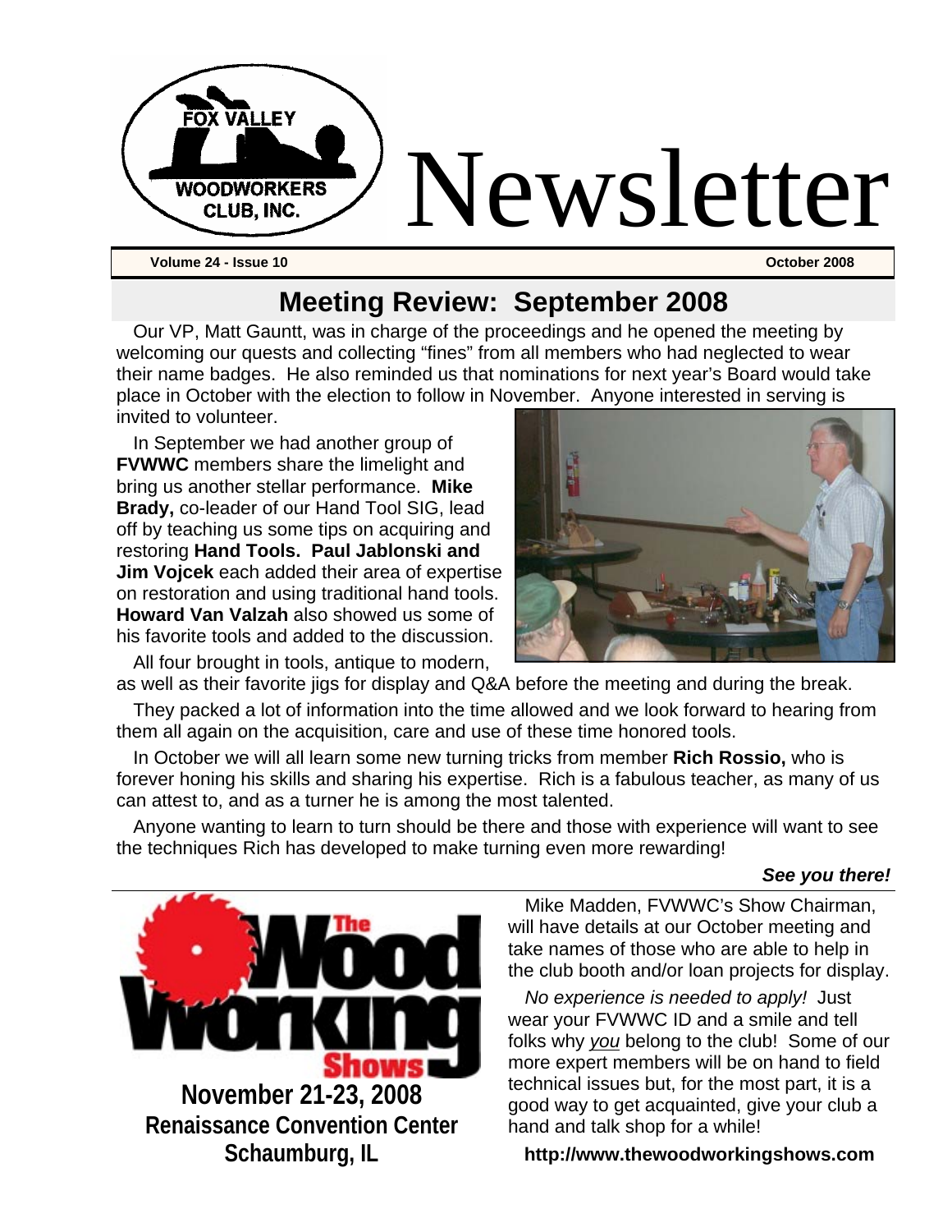FOX VALLEY WOODWORKERS CLUB, INC.

# Newsletter

**Volume 24 - Issue 10** **October 2008**

## Meeting Review: September 2008

Our VP, Matt Gauntt, was in charge of the proceedings and he opened the meeting by welcoming our quests and collecting "fines" from all members who had neglected to wear their name badges. He also reminded us that nominations for next year's Board would take place in October with the election to follow in November. Anyone interested in serving is invited to volunteer.

In September we had another group of **FVWWC** members share the limelight and bring us another stellar performance. **Mike Brady,** co-leader of our Hand Tool SIG, lead off by teaching us some tips on acquiring and restoring **Hand Tools. Paul Jablonski and Jim Vojcek** each added their area of expertise on restoration and using traditional hand tools. **Howard Van Valzah** also showed us some of his favorite tools and added to the discussion.

All four brought in tools, antique to modern, as well as their favorite jigs for display and Q&A before the meeting and during the break.

They packed a lot of information into the time allowed and we look forward to hearing from them all again on the acquisition, care and use of these time honored tools.

In October we will all learn some new turning tricks from member **Rich Rossio,** who is forever honing his skills and sharing his expertise. Rich is a fabulous teacher, as many of us can attest to, and as a turner he is among the most talented.

Anyone wanting to learn to turn should be there and those with experience will want to see the techniques Rich has developed to make turning even more rewarding!

***See you there!***

---

The Wood Working Shows

**November 21-23, 2008**
**Renaissance Convention Center**
**Schaumburg, IL**

Mike Madden, FVWWC's Show Chairman, will have details at our October meeting and take names of those who are able to help in the club booth and/or loan projects for display.

*No experience is needed to apply!* Just wear your FVWWC ID and a smile and tell folks why *you* belong to the club! Some of our more expert members will be on hand to field technical issues but, for the most part, it is a good way to get acquainted, give your club a hand and talk shop for a while!

**http://www.thewoodworkingshows.com**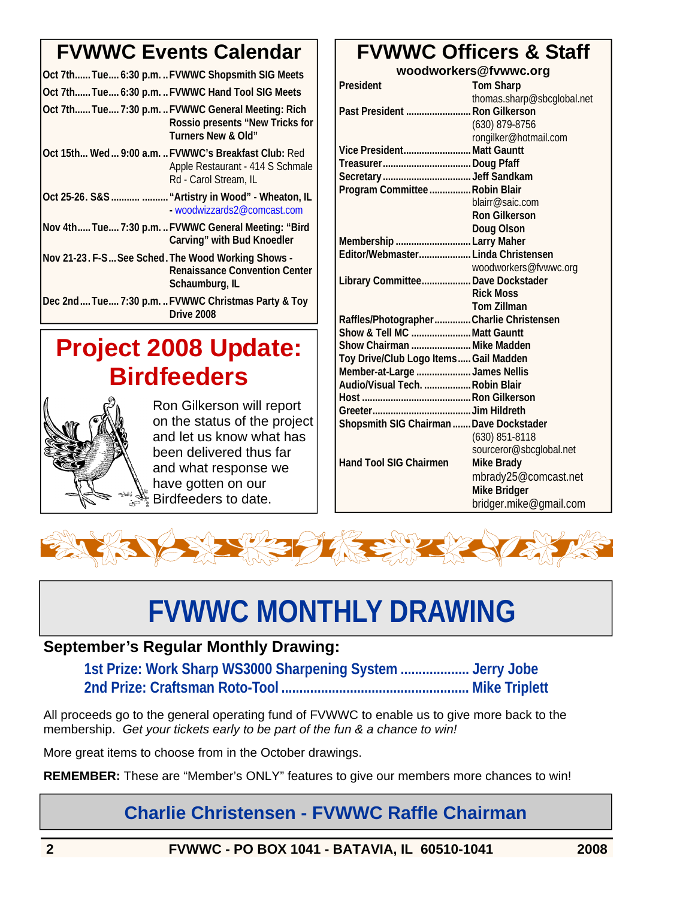## FVWWC Events Calendar

| Date | Day | Time | Event |
|---|---|---|---|
| Oct 7th | Tue | 6:30 p.m. | FVWWC Shopsmith SIG Meets |
| Oct 7th | Tue | 6:30 p.m. | FVWWC Hand Tool SIG Meets |
| Oct 7th | Tue | 7:30 p.m. | FVWWC General Meeting: Rich Rossio presents "New Tricks for Turners New & Old" |
| Oct 15th | Wed | 9:00 a.m. | FVWWC's Breakfast Club: Red Apple Restaurant - 414 S Schmale Rd - Carol Stream, IL |
| Oct 25-26 | S&S | | "Artistry in Wood" - Wheaton, IL - woodwizzards2@comcast.com |
| Nov 4th | Tue | 7:30 p.m. | FVWWC General Meeting: "Bird Carving" with Bud Knoedler |
| Nov 21-23 | F-S | See Sched | The Wood Working Shows - Renaissance Convention Center Schaumburg, IL |
| Dec 2nd | Tue | 7:30 p.m. | FVWWC Christmas Party & Toy Drive 2008 |

## Project 2008 Update: Birdfeeders

Ron Gilkerson will report on the status of the project and let us know what has been delivered thus far and what response we have gotten on our Birdfeeders to date.

## FVWWC Officers & Staff

**woodworkers@fvwwc.org**

| Position | Name |
|---|---|
| President | Tom Sharp<br>thomas.sharp@sbcglobal.net |
| Past President | Ron Gilkerson<br>(630) 879-8756<br>rongilker@hotmail.com |
| Vice President | Matt Gauntt |
| Treasurer | Doug Pfaff |
| Secretary | Jeff Sandkam |
| Program Committee | Robin Blair<br>blairr@saic.com<br>Ron Gilkerson<br>Doug Olson |
| Membership | Larry Maher |
| Editor/Webmaster | Linda Christensen<br>woodworkers@fvwwc.org |
| Library Committee | Dave Dockstader<br>Rick Moss<br>Tom Zillman |
| Raffles/Photographer | Charlie Christensen |
| Show & Tell MC | Matt Gauntt |
| Show Chairman | Mike Madden |
| Toy Drive/Club Logo Items | Gail Madden |
| Member-at-Large | James Nellis |
| Audio/Visual Tech. | Robin Blair |
| Host | Ron Gilkerson |
| Greeter | Jim Hildreth |
| Shopsmith SIG Chairman | Dave Dockstader<br>(630) 851-8118<br>sourceror@sbcglobal.net |
| Hand Tool SIG Chairmen | Mike Brady<br>mbrady25@comcast.net<br>Mike Bridger<br>bridger.mike@gmail.com |

# FVWWC MONTHLY DRAWING

**September's Regular Monthly Drawing:**

**1st Prize: Work Sharp WS3000 Sharpening System .................. Jerry Jobe**
**2nd Prize: Craftsman Roto-Tool .................................................. Mike Triplett**

All proceeds go to the general operating fund of FVWWC to enable us to give more back to the membership. *Get your tickets early to be part of the fun & a chance to win!*

More great items to choose from in the October drawings.

**REMEMBER:** These are "Member's ONLY" features to give our members more chances to win!

### Charlie Christensen - FVWWC Raffle Chairman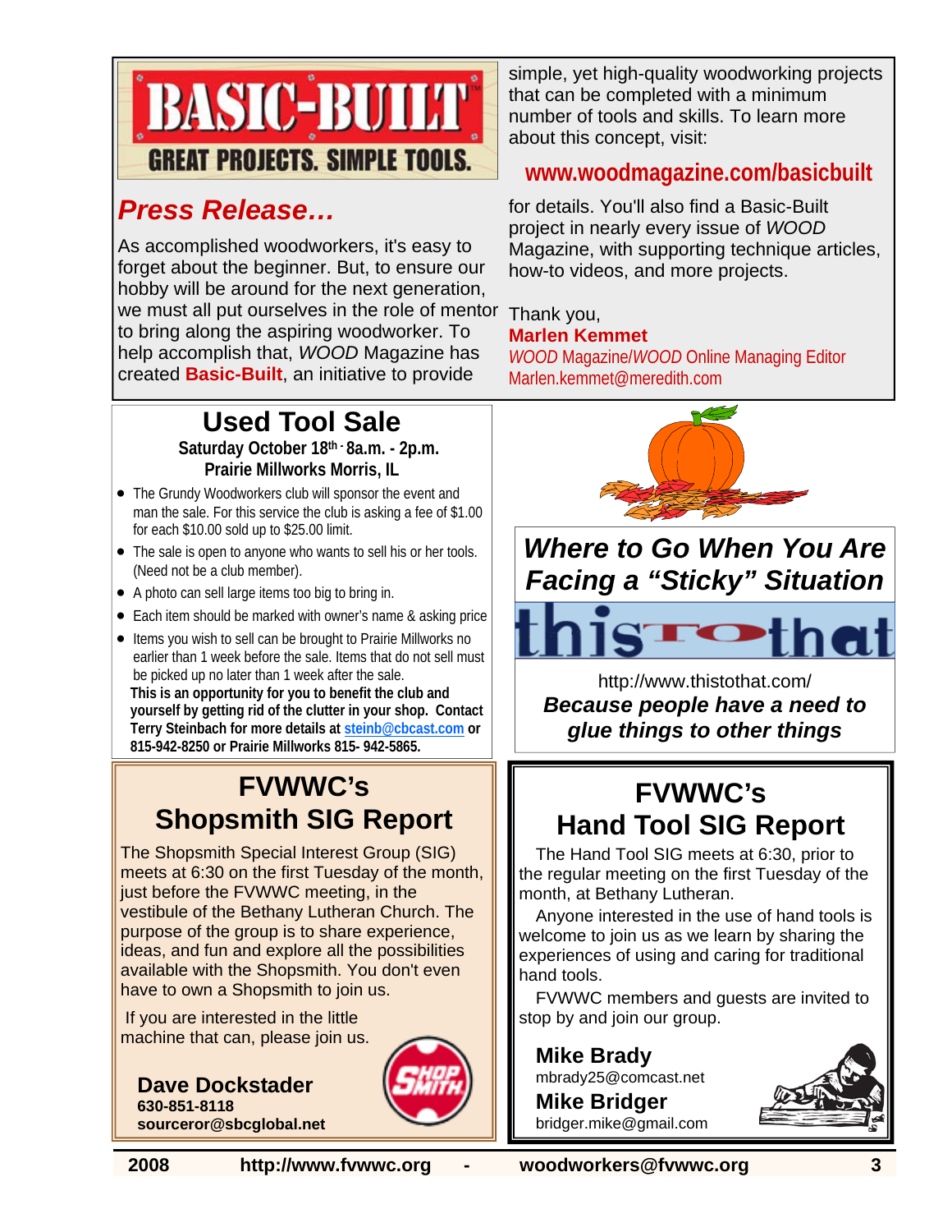**BASIC-BUILT**
**GREAT PROJECTS. SIMPLE TOOLS.**

## *Press Release…*

As accomplished woodworkers, it's easy to forget about the beginner. But, to ensure our hobby will be around for the next generation, we must all put ourselves in the role of mentor to bring along the aspiring woodworker. To help accomplish that, *WOOD* Magazine has created **Basic-Built**, an initiative to provide simple, yet high-quality woodworking projects that can be completed with a minimum number of tools and skills. To learn more about this concept, visit:

**www.woodmagazine.com/basicbuilt**

for details. You'll also find a Basic-Built project in nearly every issue of *WOOD* Magazine, with supporting technique articles, how-to videos, and more projects.

Thank you,
**Marlen Kemmet**
*WOOD* Magazine/*WOOD* Online Managing Editor
Marlen.kemmet@meredith.com

## Used Tool Sale

**Saturday October 18th - 8a.m. - 2p.m.**
**Prairie Millworks Morris, IL**

- The Grundy Woodworkers club will sponsor the event and man the sale. For this service the club is asking a fee of $1.00 for each $10.00 sold up to $25.00 limit.
- The sale is open to anyone who wants to sell his or her tools. (Need not be a club member).
- A photo can sell large items too big to bring in.
- Each item should be marked with owner's name & asking price
- Items you wish to sell can be brought to Prairie Millworks no earlier than 1 week before the sale. Items that do not sell must be picked up no later than 1 week after the sale.

**This is an opportunity for you to benefit the club and yourself by getting rid of the clutter in your shop. Contact Terry Steinbach for more details at steinb@cbcast.com or 815-942-8250 or Prairie Millworks 815- 942-5865.**

## *Where to Go When You Are Facing a "Sticky" Situation*

**this to that**

http://www.thistothat.com/

***Because people have a need to glue things to other things***

## FVWWC's Shopsmith SIG Report

The Shopsmith Special Interest Group (SIG) meets at 6:30 on the first Tuesday of the month, just before the FVWWC meeting, in the vestibule of the Bethany Lutheran Church. The purpose of the group is to share experience, ideas, and fun and explore all the possibilities available with the Shopsmith. You don't even have to own a Shopsmith to join us.

If you are interested in the little machine that can, please join us.

**Dave Dockstader**
**630-851-8118**
**sourceror@sbcglobal.net**

## FVWWC's Hand Tool SIG Report

The Hand Tool SIG meets at 6:30, prior to the regular meeting on the first Tuesday of the month, at Bethany Lutheran.

Anyone interested in the use of hand tools is welcome to join us as we learn by sharing the experiences of using and caring for traditional hand tools.

FVWWC members and guests are invited to stop by and join our group.

**Mike Brady**
mbrady25@comcast.net
**Mike Bridger**
bridger.mike@gmail.com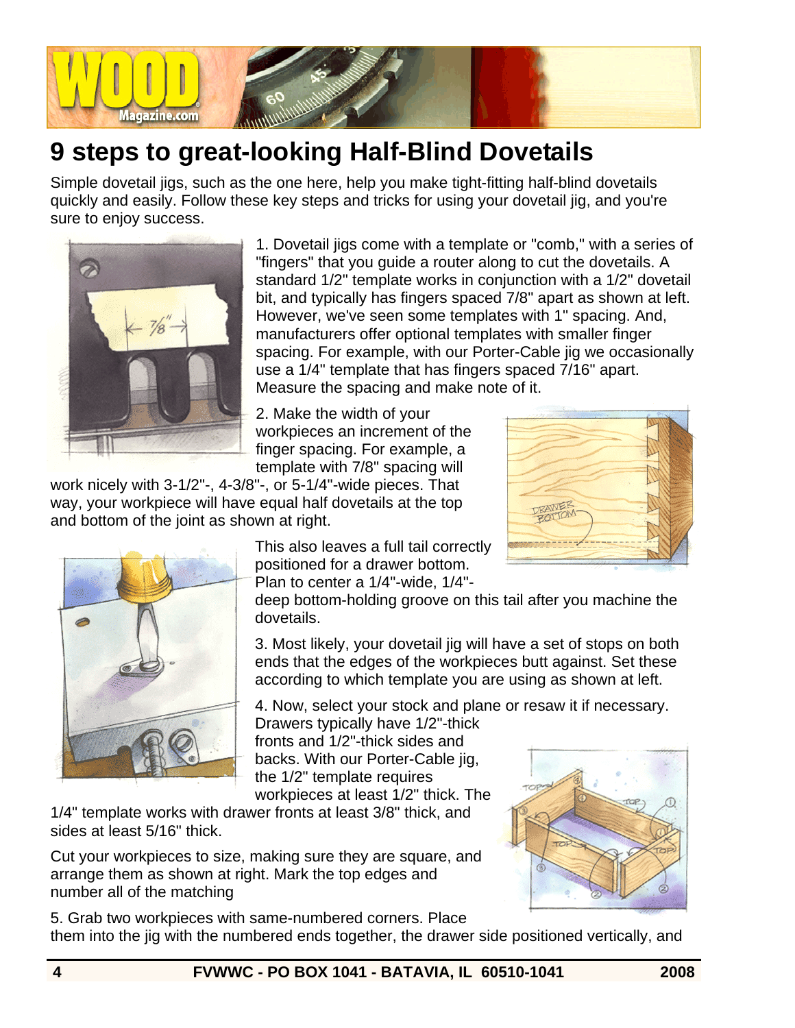# 9 steps to great-looking Half-Blind Dovetails

Simple dovetail jigs, such as the one here, help you make tight-fitting half-blind dovetails quickly and easily. Follow these key steps and tricks for using your dovetail jig, and you're sure to enjoy success.

1. Dovetail jigs come with a template or "comb," with a series of "fingers" that you guide a router along to cut the dovetails. A standard 1/2" template works in conjunction with a 1/2" dovetail bit, and typically has fingers spaced 7/8" apart as shown at left. However, we've seen some templates with 1" spacing. And, manufacturers offer optional templates with smaller finger spacing. For example, with our Porter-Cable jig we occasionally use a 1/4" template that has fingers spaced 7/16" apart. Measure the spacing and make note of it.

2. Make the width of your workpieces an increment of the finger spacing. For example, a template with 7/8" spacing will work nicely with 3-1/2"-, 4-3/8"-, or 5-1/4"-wide pieces. That way, your workpiece will have equal half dovetails at the top and bottom of the joint as shown at right.

This also leaves a full tail correctly positioned for a drawer bottom. Plan to center a 1/4"-wide, 1/4"-deep bottom-holding groove on this tail after you machine the dovetails.

3. Most likely, your dovetail jig will have a set of stops on both ends that the edges of the workpieces butt against. Set these according to which template you are using as shown at left.

4. Now, select your stock and plane or resaw it if necessary. Drawers typically have 1/2"-thick fronts and 1/2"-thick sides and backs. With our Porter-Cable jig, the 1/2" template requires workpieces at least 1/2" thick. The 1/4" template works with drawer fronts at least 3/8" thick, and sides at least 5/16" thick.

Cut your workpieces to size, making sure they are square, and arrange them as shown at right. Mark the top edges and number all of the matching

5. Grab two workpieces with same-numbered corners. Place them into the jig with the numbered ends together, the drawer side positioned vertically, and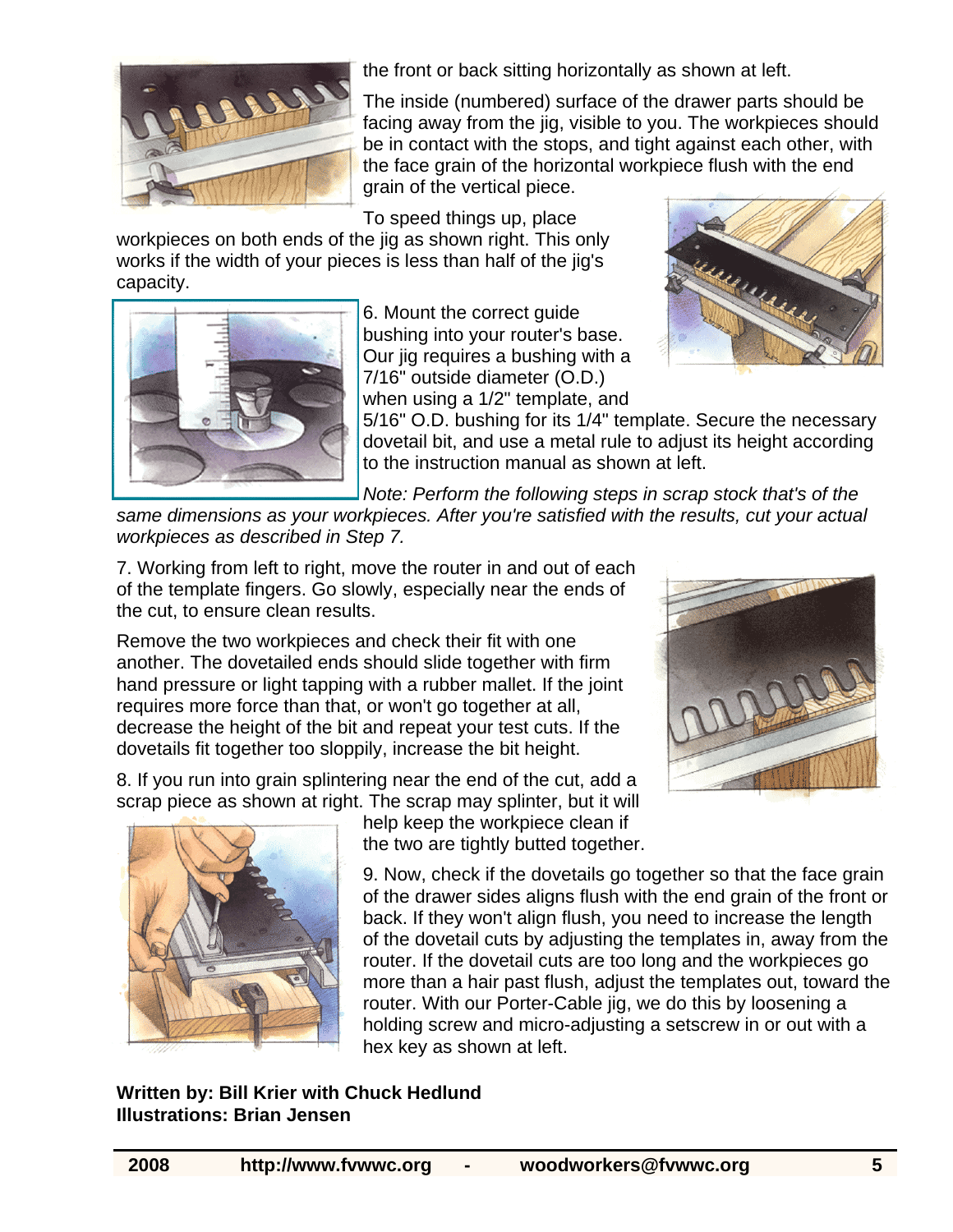the front or back sitting horizontally as shown at left.

The inside (numbered) surface of the drawer parts should be facing away from the jig, visible to you. The workpieces should be in contact with the stops, and tight against each other, with the face grain of the horizontal workpiece flush with the end grain of the vertical piece.

To speed things up, place workpieces on both ends of the jig as shown right. This only works if the width of your pieces is less than half of the jig's capacity.

6. Mount the correct guide bushing into your router's base. Our jig requires a bushing with a 7/16" outside diameter (O.D.) when using a 1/2" template, and 5/16" O.D. bushing for its 1/4" template. Secure the necessary dovetail bit, and use a metal rule to adjust its height according to the instruction manual as shown at left.

*Note: Perform the following steps in scrap stock that's of the same dimensions as your workpieces. After you're satisfied with the results, cut your actual workpieces as described in Step 7.*

7. Working from left to right, move the router in and out of each of the template fingers. Go slowly, especially near the ends of the cut, to ensure clean results.

Remove the two workpieces and check their fit with one another. The dovetailed ends should slide together with firm hand pressure or light tapping with a rubber mallet. If the joint requires more force than that, or won't go together at all, decrease the height of the bit and repeat your test cuts. If the dovetails fit together too sloppily, increase the bit height.

8. If you run into grain splintering near the end of the cut, add a scrap piece as shown at right. The scrap may splinter, but it will help keep the workpiece clean if the two are tightly butted together.

9. Now, check if the dovetails go together so that the face grain of the drawer sides aligns flush with the end grain of the front or back. If they won't align flush, you need to increase the length of the dovetail cuts by adjusting the templates in, away from the router. If the dovetail cuts are too long and the workpieces go more than a hair past flush, adjust the templates out, toward the router. With our Porter-Cable jig, we do this by loosening a holding screw and micro-adjusting a setscrew in or out with a hex key as shown at left.

**Written by: Bill Krier with Chuck Hedlund**
**Illustrations: Brian Jensen**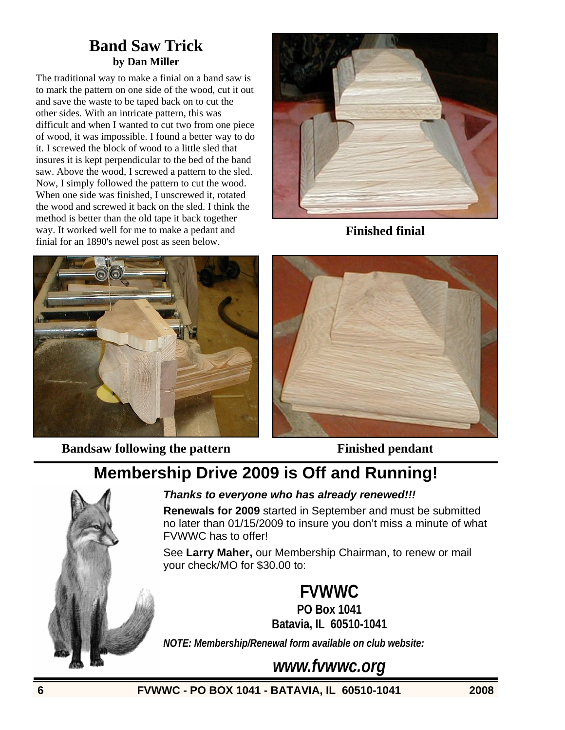## Band Saw Trick

**by Dan Miller**

The traditional way to make a finial on a band saw is to mark the pattern on one side of the wood, cut it out and save the waste to be taped back on to cut the other sides. With an intricate pattern, this was difficult and when I wanted to cut two from one piece of wood, it was impossible. I found a better way to do it. I screwed the block of wood to a little sled that insures it is kept perpendicular to the bed of the band saw. Above the wood, I screwed a pattern to the sled. Now, I simply followed the pattern to cut the wood. When one side was finished, I unscrewed it, rotated the wood and screwed it back on the sled. I think the method is better than the old tape it back together way. It worked well for me to make a pedant and finial for an 1890's newel post as seen below.

**Finished finial**

**Bandsaw following the pattern**

**Finished pendant**

## Membership Drive 2009 is Off and Running!

***Thanks to everyone who has already renewed!!!***

**Renewals for 2009** started in September and must be submitted no later than 01/15/2009 to insure you don't miss a minute of what FVWWC has to offer!

See **Larry Maher,** our Membership Chairman, to renew or mail your check/MO for $30.00 to:

**FVWWC**
**PO Box 1041**
**Batavia, IL 60510-1041**

***NOTE: Membership/Renewal form available on club website:***

***www.fvwwc.org***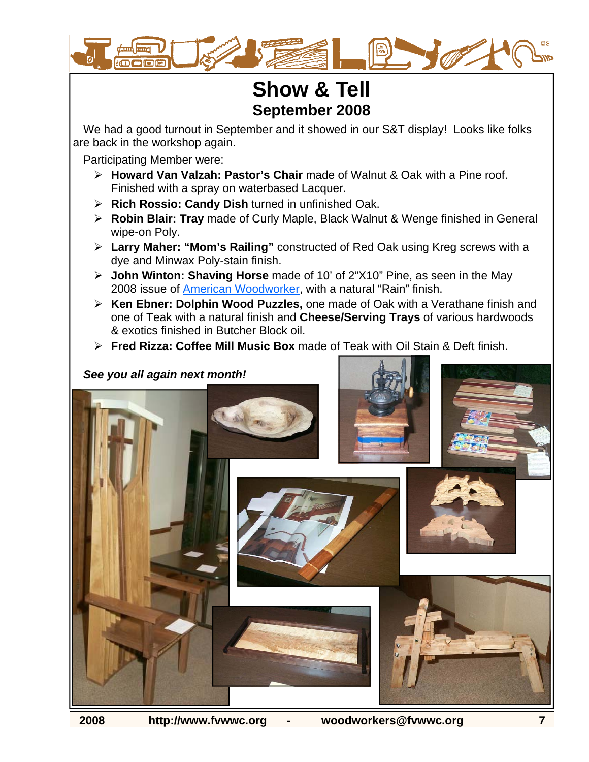# Show & Tell

## September 2008

We had a good turnout in September and it showed in our S&T display! Looks like folks are back in the workshop again.

Participating Member were:

- **Howard Van Valzah: Pastor's Chair** made of Walnut & Oak with a Pine roof. Finished with a spray on waterbased Lacquer.
- **Rich Rossio: Candy Dish** turned in unfinished Oak.
- **Robin Blair: Tray** made of Curly Maple, Black Walnut & Wenge finished in General wipe-on Poly.
- **Larry Maher: "Mom's Railing"** constructed of Red Oak using Kreg screws with a dye and Minwax Poly-stain finish.
- **John Winton: Shaving Horse** made of 10' of 2"X10" Pine, as seen in the May 2008 issue of American Woodworker, with a natural "Rain" finish.
- **Ken Ebner: Dolphin Wood Puzzles,** one made of Oak with a Verathane finish and one of Teak with a natural finish and **Cheese/Serving Trays** of various hardwoods & exotics finished in Butcher Block oil.
- **Fred Rizza: Coffee Mill Music Box** made of Teak with Oil Stain & Deft finish.

***See you all again next month!***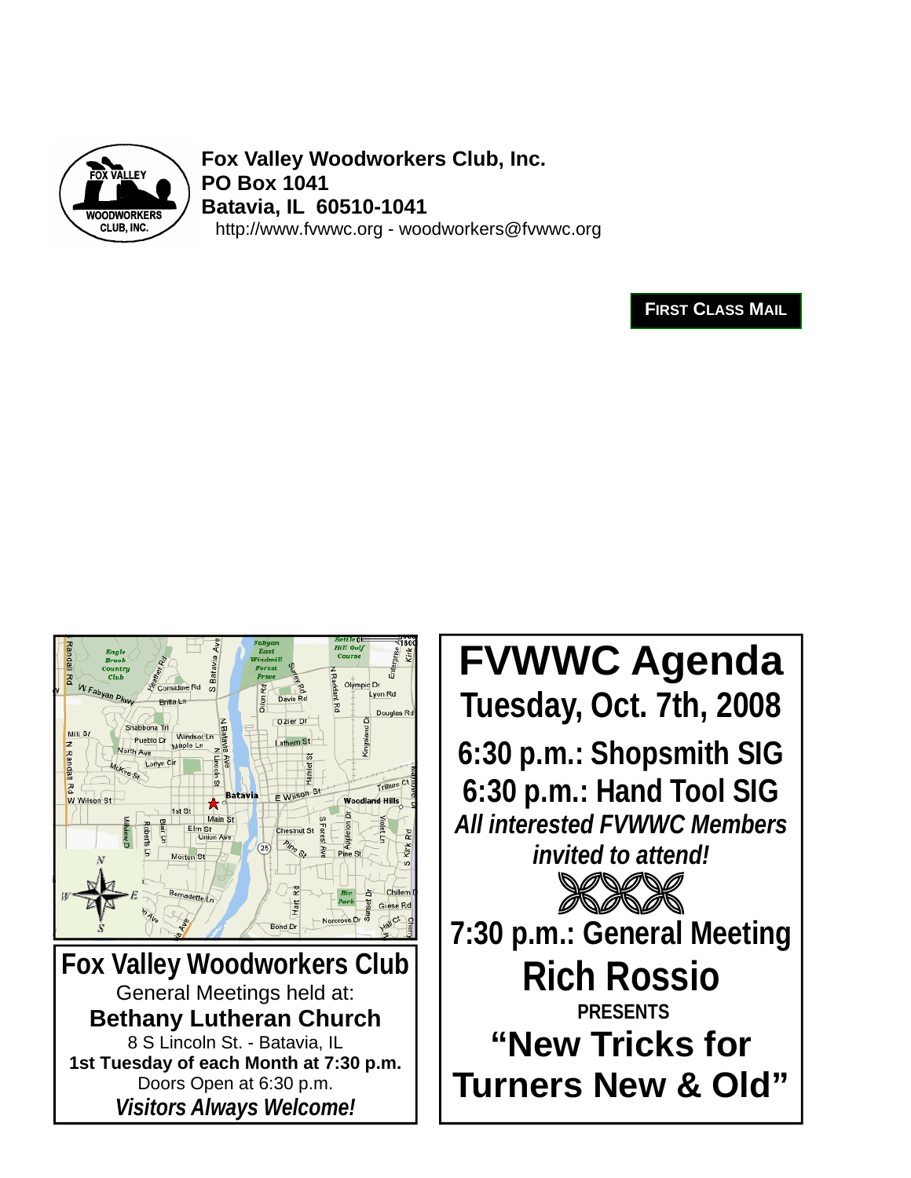**Fox Valley Woodworkers Club, Inc.**
**PO Box 1041**
**Batavia, IL 60510-1041**
http://www.fvwwc.org - woodworkers@fvwwc.org

**FIRST CLASS MAIL**

**Fox Valley Woodworkers Club**

General Meetings held at:

**Bethany Lutheran Church**

8 S Lincoln St. - Batavia, IL

**1st Tuesday of each Month at 7:30 p.m.**

Doors Open at 6:30 p.m.

***Visitors Always Welcome!***

# FVWWC Agenda

## Tuesday, Oct. 7th, 2008

**6:30 p.m.: Shopsmith SIG**

**6:30 p.m.: Hand Tool SIG**

***All interested FVWWC Members invited to attend!***

**7:30 p.m.: General Meeting**

## Rich Rossio

**PRESENTS**

## "New Tricks for Turners New & Old"